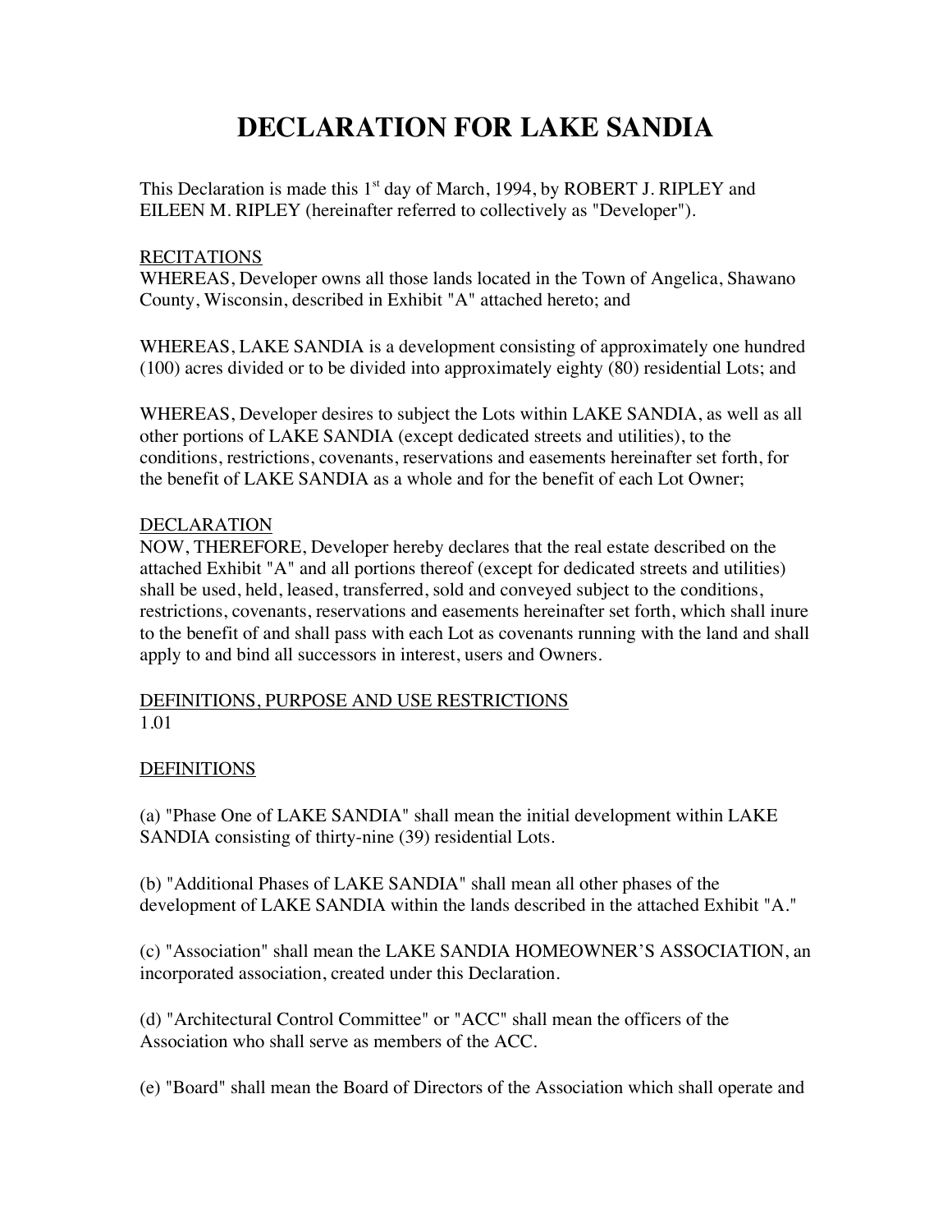# DECLARATION FOR LAKE SANDIA

This Declaration is made this 1st day of March, 1994, by ROBERT J. RIPLEY and EILEEN M. RIPLEY (hereinafter referred to collectively as "Developer").

RECITATIONS

WHEREAS, Developer owns all those lands located in the Town of Angelica, Shawano County, Wisconsin, described in Exhibit "A" attached hereto; and

WHEREAS, LAKE SANDIA is a development consisting of approximately one hundred (100) acres divided or to be divided into approximately eighty (80) residential Lots; and

WHEREAS, Developer desires to subject the Lots within LAKE SANDIA, as well as all other portions of LAKE SANDIA (except dedicated streets and utilities), to the conditions, restrictions, covenants, reservations and easements hereinafter set forth, for the benefit of LAKE SANDIA as a whole and for the benefit of each Lot Owner;

DECLARATION

NOW, THEREFORE, Developer hereby declares that the real estate described on the attached Exhibit "A" and all portions thereof (except for dedicated streets and utilities) shall be used, held, leased, transferred, sold and conveyed subject to the conditions, restrictions, covenants, reservations and easements hereinafter set forth, which shall inure to the benefit of and shall pass with each Lot as covenants running with the land and shall apply to and bind all successors in interest, users and Owners.

DEFINITIONS, PURPOSE AND USE RESTRICTIONS

1.01

DEFINITIONS

(a) "Phase One of LAKE SANDIA" shall mean the initial development within LAKE SANDIA consisting of thirty-nine (39) residential Lots.

(b) "Additional Phases of LAKE SANDIA" shall mean all other phases of the development of LAKE SANDIA within the lands described in the attached Exhibit "A."

(c) "Association" shall mean the LAKE SANDIA HOMEOWNER'S ASSOCIATION, an incorporated association, created under this Declaration.

(d) "Architectural Control Committee" or "ACC" shall mean the officers of the Association who shall serve as members of the ACC.

(e) "Board" shall mean the Board of Directors of the Association which shall operate and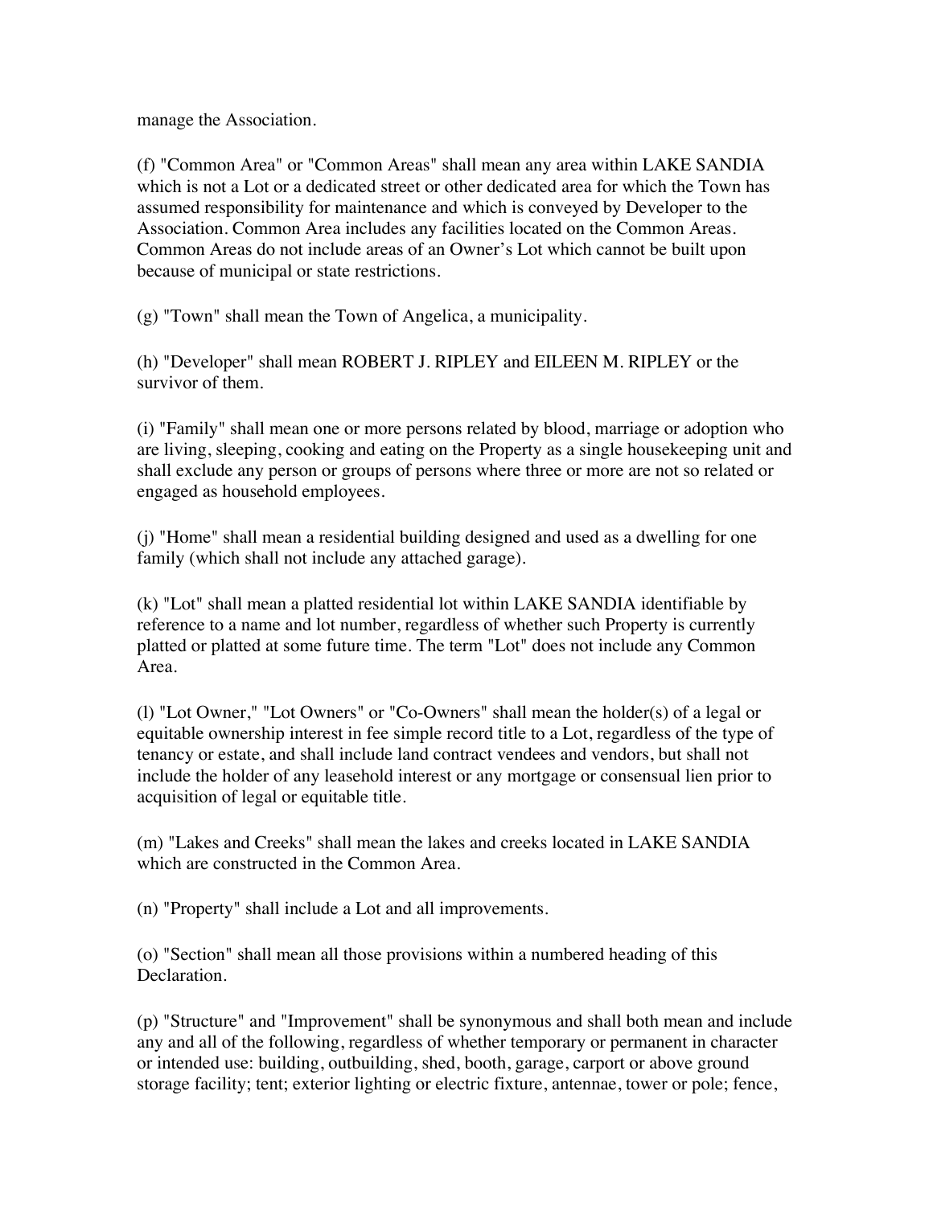manage the Association.

(f) "Common Area" or "Common Areas" shall mean any area within LAKE SANDIA which is not a Lot or a dedicated street or other dedicated area for which the Town has assumed responsibility for maintenance and which is conveyed by Developer to the Association. Common Area includes any facilities located on the Common Areas. Common Areas do not include areas of an Owner's Lot which cannot be built upon because of municipal or state restrictions.

(g) "Town" shall mean the Town of Angelica, a municipality.

(h) "Developer" shall mean ROBERT J. RIPLEY and EILEEN M. RIPLEY or the survivor of them.

(i) "Family" shall mean one or more persons related by blood, marriage or adoption who are living, sleeping, cooking and eating on the Property as a single housekeeping unit and shall exclude any person or groups of persons where three or more are not so related or engaged as household employees.

(j) "Home" shall mean a residential building designed and used as a dwelling for one family (which shall not include any attached garage).

(k) "Lot" shall mean a platted residential lot within LAKE SANDIA identifiable by reference to a name and lot number, regardless of whether such Property is currently platted or platted at some future time. The term "Lot" does not include any Common Area.

(l) "Lot Owner," "Lot Owners" or "Co-Owners" shall mean the holder(s) of a legal or equitable ownership interest in fee simple record title to a Lot, regardless of the type of tenancy or estate, and shall include land contract vendees and vendors, but shall not include the holder of any leasehold interest or any mortgage or consensual lien prior to acquisition of legal or equitable title.

(m) "Lakes and Creeks" shall mean the lakes and creeks located in LAKE SANDIA which are constructed in the Common Area.

(n) "Property" shall include a Lot and all improvements.

(o) "Section" shall mean all those provisions within a numbered heading of this Declaration.

(p) "Structure" and "Improvement" shall be synonymous and shall both mean and include any and all of the following, regardless of whether temporary or permanent in character or intended use: building, outbuilding, shed, booth, garage, carport or above ground storage facility; tent; exterior lighting or electric fixture, antennae, tower or pole; fence,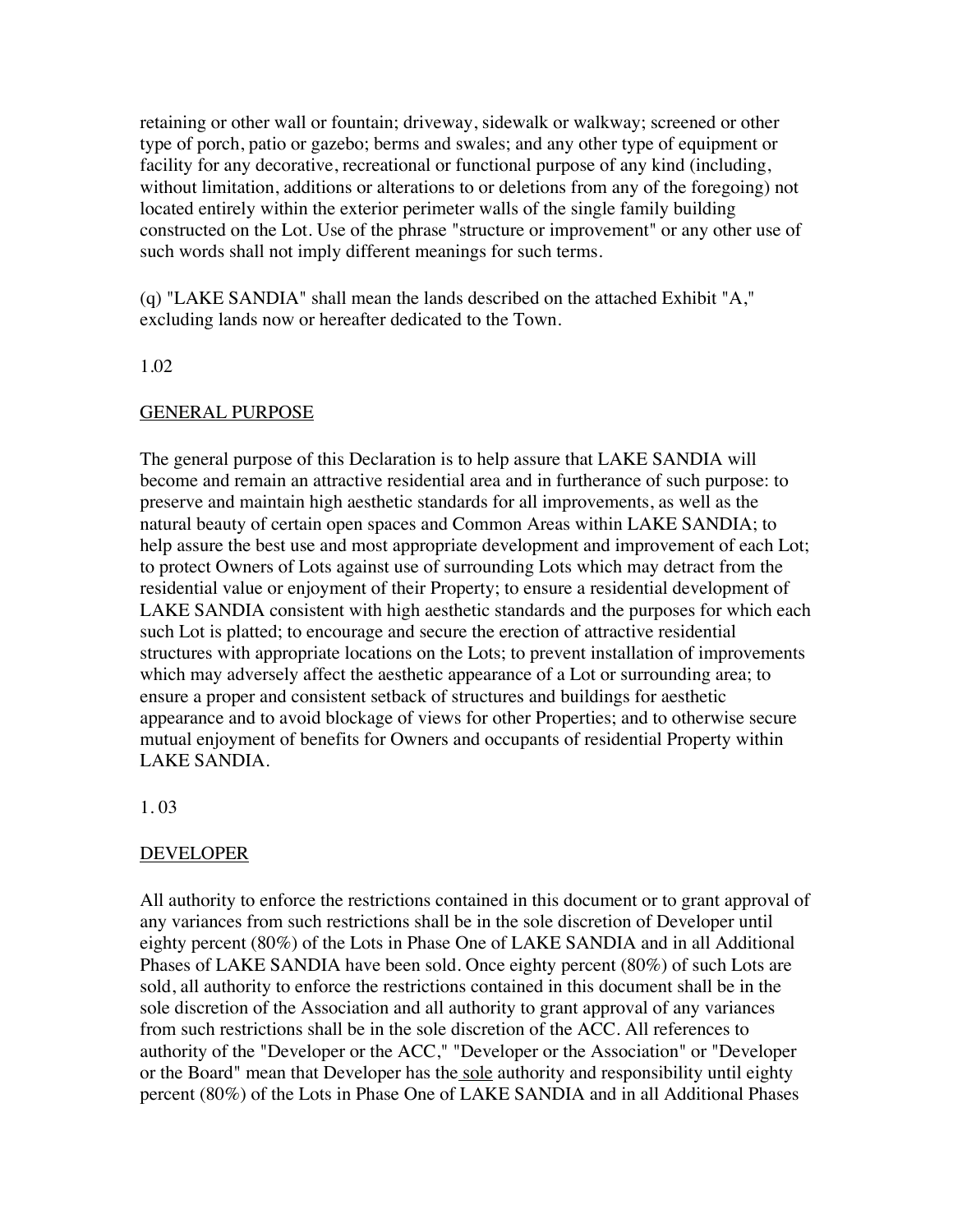retaining or other wall or fountain; driveway, sidewalk or walkway; screened or other type of porch, patio or gazebo; berms and swales; and any other type of equipment or facility for any decorative, recreational or functional purpose of any kind (including, without limitation, additions or alterations to or deletions from any of the foregoing) not located entirely within the exterior perimeter walls of the single family building constructed on the Lot. Use of the phrase "structure or improvement" or any other use of such words shall not imply different meanings for such terms.

(q) "LAKE SANDIA" shall mean the lands described on the attached Exhibit "A," excluding lands now or hereafter dedicated to the Town.

1.02

GENERAL PURPOSE

The general purpose of this Declaration is to help assure that LAKE SANDIA will become and remain an attractive residential area and in furtherance of such purpose: to preserve and maintain high aesthetic standards for all improvements, as well as the natural beauty of certain open spaces and Common Areas within LAKE SANDIA; to help assure the best use and most appropriate development and improvement of each Lot; to protect Owners of Lots against use of surrounding Lots which may detract from the residential value or enjoyment of their Property; to ensure a residential development of LAKE SANDIA consistent with high aesthetic standards and the purposes for which each such Lot is platted; to encourage and secure the erection of attractive residential structures with appropriate locations on the Lots; to prevent installation of improvements which may adversely affect the aesthetic appearance of a Lot or surrounding area; to ensure a proper and consistent setback of structures and buildings for aesthetic appearance and to avoid blockage of views for other Properties; and to otherwise secure mutual enjoyment of benefits for Owners and occupants of residential Property within LAKE SANDIA.

1. 03

DEVELOPER

All authority to enforce the restrictions contained in this document or to grant approval of any variances from such restrictions shall be in the sole discretion of Developer until eighty percent (80%) of the Lots in Phase One of LAKE SANDIA and in all Additional Phases of LAKE SANDIA have been sold. Once eighty percent (80%) of such Lots are sold, all authority to enforce the restrictions contained in this document shall be in the sole discretion of the Association and all authority to grant approval of any variances from such restrictions shall be in the sole discretion of the ACC. All references to authority of the "Developer or the ACC," "Developer or the Association" or "Developer or the Board" mean that Developer has the sole authority and responsibility until eighty percent (80%) of the Lots in Phase One of LAKE SANDIA and in all Additional Phases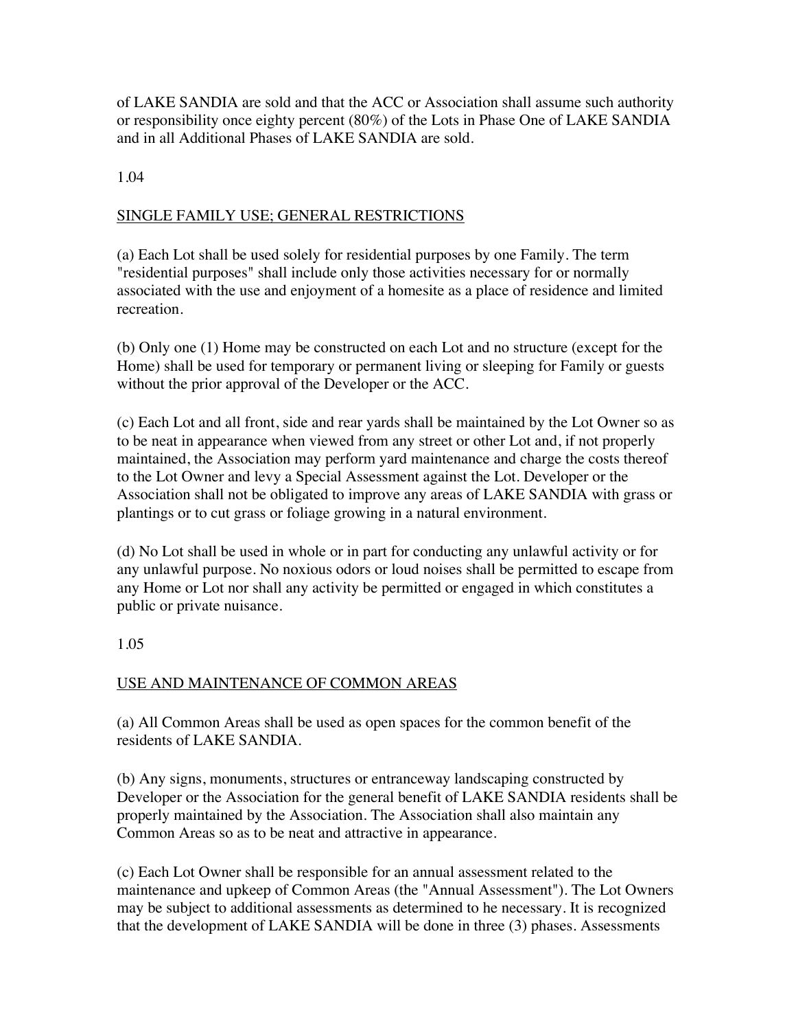of LAKE SANDIA are sold and that the ACC or Association shall assume such authority or responsibility once eighty percent (80%) of the Lots in Phase One of LAKE SANDIA and in all Additional Phases of LAKE SANDIA are sold.

1.04

SINGLE FAMILY USE; GENERAL RESTRICTIONS

(a) Each Lot shall be used solely for residential purposes by one Family. The term "residential purposes" shall include only those activities necessary for or normally associated with the use and enjoyment of a homesite as a place of residence and limited recreation.

(b) Only one (1) Home may be constructed on each Lot and no structure (except for the Home) shall be used for temporary or permanent living or sleeping for Family or guests without the prior approval of the Developer or the ACC.

(c) Each Lot and all front, side and rear yards shall be maintained by the Lot Owner so as to be neat in appearance when viewed from any street or other Lot and, if not properly maintained, the Association may perform yard maintenance and charge the costs thereof to the Lot Owner and levy a Special Assessment against the Lot. Developer or the Association shall not be obligated to improve any areas of LAKE SANDIA with grass or plantings or to cut grass or foliage growing in a natural environment.

(d) No Lot shall be used in whole or in part for conducting any unlawful activity or for any unlawful purpose. No noxious odors or loud noises shall be permitted to escape from any Home or Lot nor shall any activity be permitted or engaged in which constitutes a public or private nuisance.

1.05

USE AND MAINTENANCE OF COMMON AREAS

(a) All Common Areas shall be used as open spaces for the common benefit of the residents of LAKE SANDIA.

(b) Any signs, monuments, structures or entranceway landscaping constructed by Developer or the Association for the general benefit of LAKE SANDIA residents shall be properly maintained by the Association. The Association shall also maintain any Common Areas so as to be neat and attractive in appearance.

(c) Each Lot Owner shall be responsible for an annual assessment related to the maintenance and upkeep of Common Areas (the "Annual Assessment"). The Lot Owners may be subject to additional assessments as determined to he necessary. It is recognized that the development of LAKE SANDIA will be done in three (3) phases. Assessments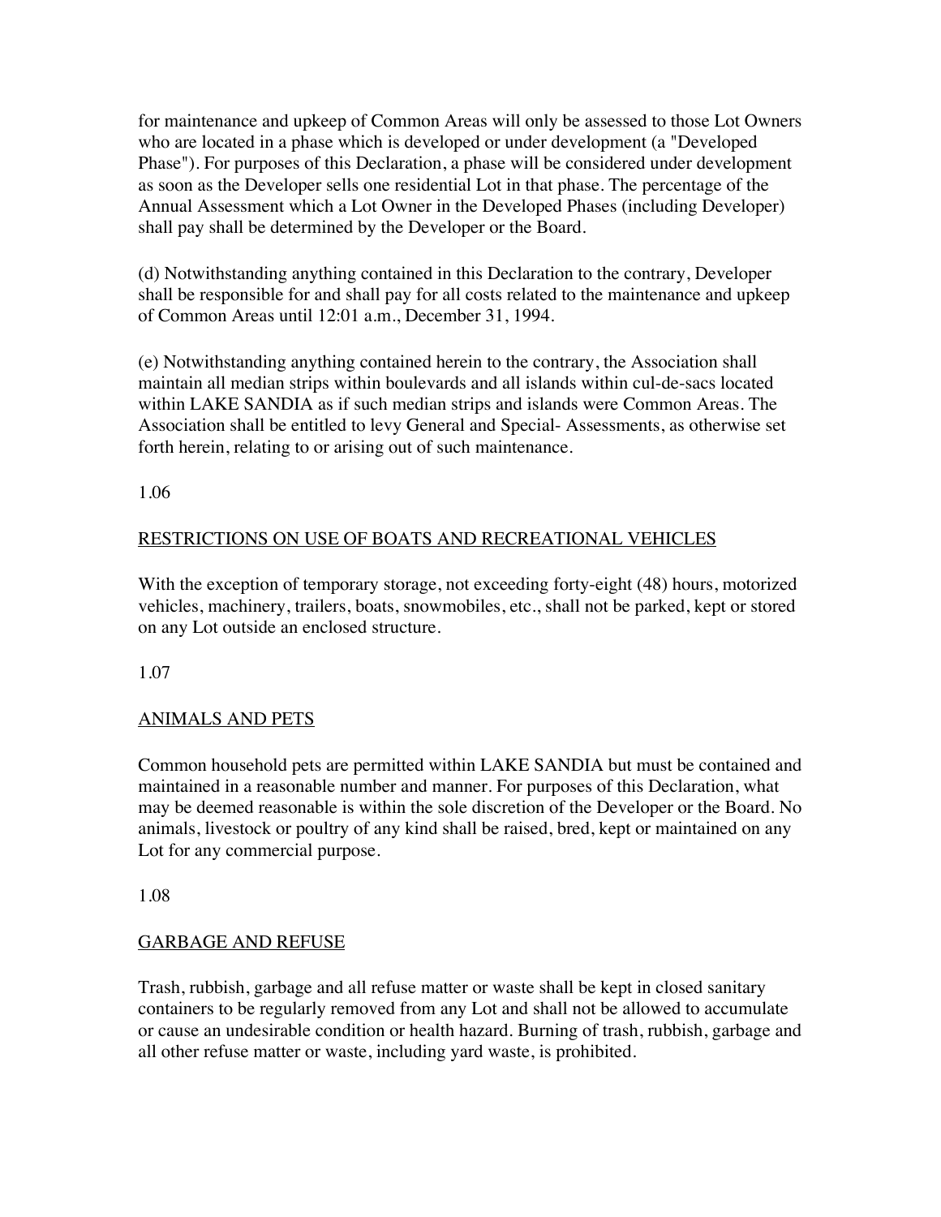for maintenance and upkeep of Common Areas will only be assessed to those Lot Owners who are located in a phase which is developed or under development (a "Developed Phase"). For purposes of this Declaration, a phase will be considered under development as soon as the Developer sells one residential Lot in that phase. The percentage of the Annual Assessment which a Lot Owner in the Developed Phases (including Developer) shall pay shall be determined by the Developer or the Board.

(d) Notwithstanding anything contained in this Declaration to the contrary, Developer shall be responsible for and shall pay for all costs related to the maintenance and upkeep of Common Areas until 12:01 a.m., December 31, 1994.

(e) Notwithstanding anything contained herein to the contrary, the Association shall maintain all median strips within boulevards and all islands within cul-de-sacs located within LAKE SANDIA as if such median strips and islands were Common Areas. The Association shall be entitled to levy General and Special- Assessments, as otherwise set forth herein, relating to or arising out of such maintenance.

1.06

RESTRICTIONS ON USE OF BOATS AND RECREATIONAL VEHICLES

With the exception of temporary storage, not exceeding forty-eight (48) hours, motorized vehicles, machinery, trailers, boats, snowmobiles, etc., shall not be parked, kept or stored on any Lot outside an enclosed structure.

1.07

ANIMALS AND PETS

Common household pets are permitted within LAKE SANDIA but must be contained and maintained in a reasonable number and manner. For purposes of this Declaration, what may be deemed reasonable is within the sole discretion of the Developer or the Board. No animals, livestock or poultry of any kind shall be raised, bred, kept or maintained on any Lot for any commercial purpose.

1.08

GARBAGE AND REFUSE

Trash, rubbish, garbage and all refuse matter or waste shall be kept in closed sanitary containers to be regularly removed from any Lot and shall not be allowed to accumulate or cause an undesirable condition or health hazard. Burning of trash, rubbish, garbage and all other refuse matter or waste, including yard waste, is prohibited.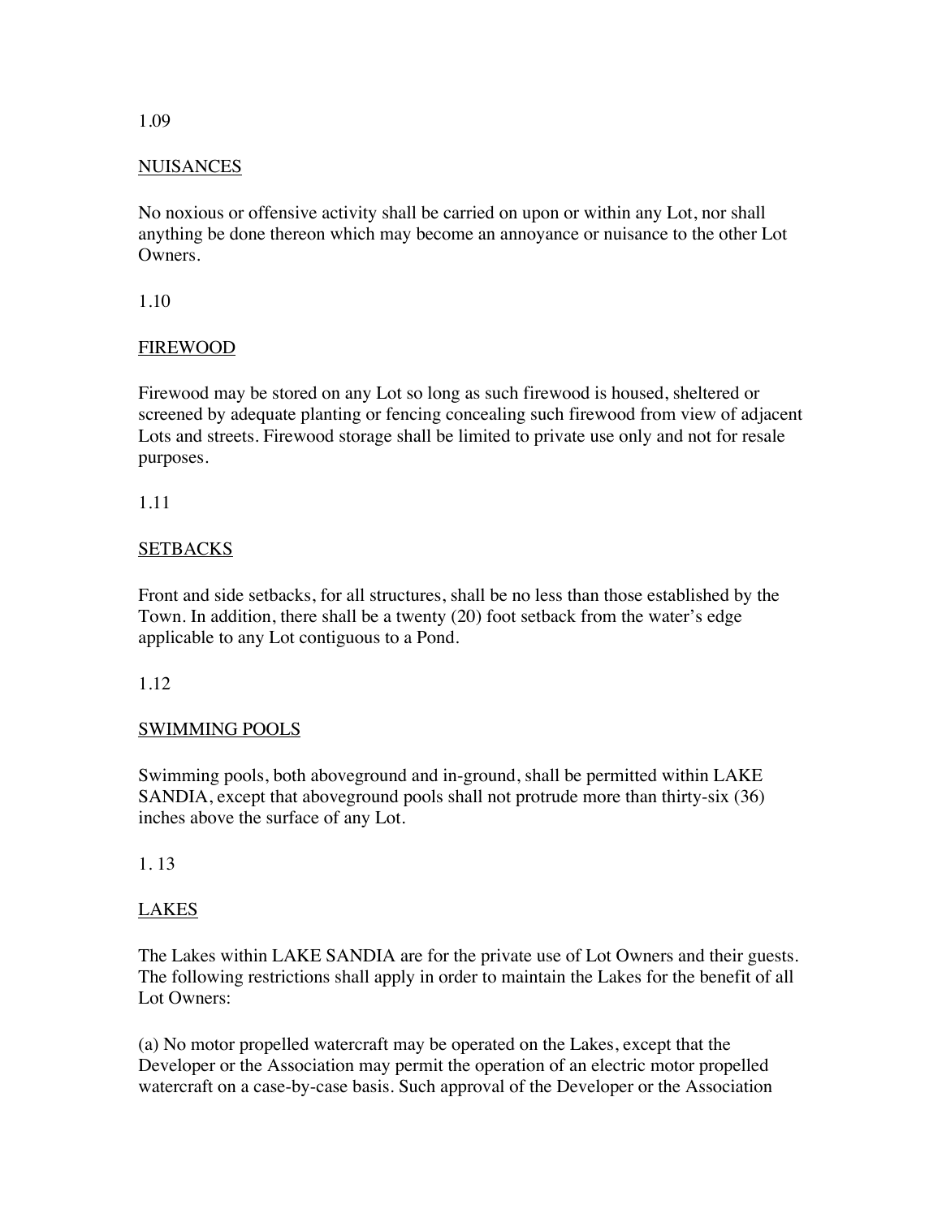1.09

NUISANCES

No noxious or offensive activity shall be carried on upon or within any Lot, nor shall anything be done thereon which may become an annoyance or nuisance to the other Lot Owners.

1.10

FIREWOOD

Firewood may be stored on any Lot so long as such firewood is housed, sheltered or screened by adequate planting or fencing concealing such firewood from view of adjacent Lots and streets. Firewood storage shall be limited to private use only and not for resale purposes.

1.11

SETBACKS

Front and side setbacks, for all structures, shall be no less than those established by the Town. In addition, there shall be a twenty (20) foot setback from the water's edge applicable to any Lot contiguous to a Pond.

1.12

SWIMMING POOLS

Swimming pools, both aboveground and in-ground, shall be permitted within LAKE SANDIA, except that aboveground pools shall not protrude more than thirty-six (36) inches above the surface of any Lot.

1. 13

LAKES

The Lakes within LAKE SANDIA are for the private use of Lot Owners and their guests. The following restrictions shall apply in order to maintain the Lakes for the benefit of all Lot Owners:

(a) No motor propelled watercraft may be operated on the Lakes, except that the Developer or the Association may permit the operation of an electric motor propelled watercraft on a case-by-case basis. Such approval of the Developer or the Association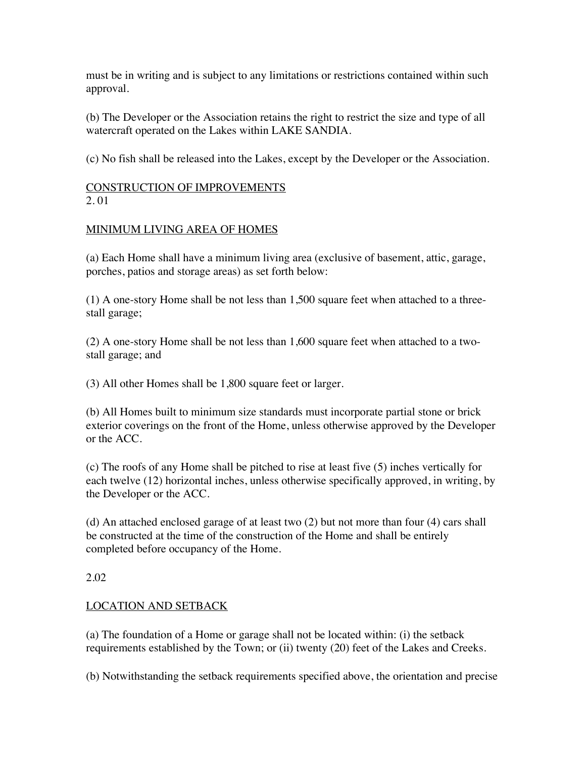must be in writing and is subject to any limitations or restrictions contained within such approval.

(b) The Developer or the Association retains the right to restrict the size and type of all watercraft operated on the Lakes within LAKE SANDIA.

(c) No fish shall be released into the Lakes, except by the Developer or the Association.

## CONSTRUCTION OF IMPROVEMENTS

2. 01

### MINIMUM LIVING AREA OF HOMES

(a) Each Home shall have a minimum living area (exclusive of basement, attic, garage, porches, patios and storage areas) as set forth below:

(1) A one-story Home shall be not less than 1,500 square feet when attached to a three-stall garage;

(2) A one-story Home shall be not less than 1,600 square feet when attached to a two-stall garage; and

(3) All other Homes shall be 1,800 square feet or larger.

(b) All Homes built to minimum size standards must incorporate partial stone or brick exterior coverings on the front of the Home, unless otherwise approved by the Developer or the ACC.

(c) The roofs of any Home shall be pitched to rise at least five (5) inches vertically for each twelve (12) horizontal inches, unless otherwise specifically approved, in writing, by the Developer or the ACC.

(d) An attached enclosed garage of at least two (2) but not more than four (4) cars shall be constructed at the time of the construction of the Home and shall be entirely completed before occupancy of the Home.

2.02

### LOCATION AND SETBACK

(a) The foundation of a Home or garage shall not be located within: (i) the setback requirements established by the Town; or (ii) twenty (20) feet of the Lakes and Creeks.

(b) Notwithstanding the setback requirements specified above, the orientation and precise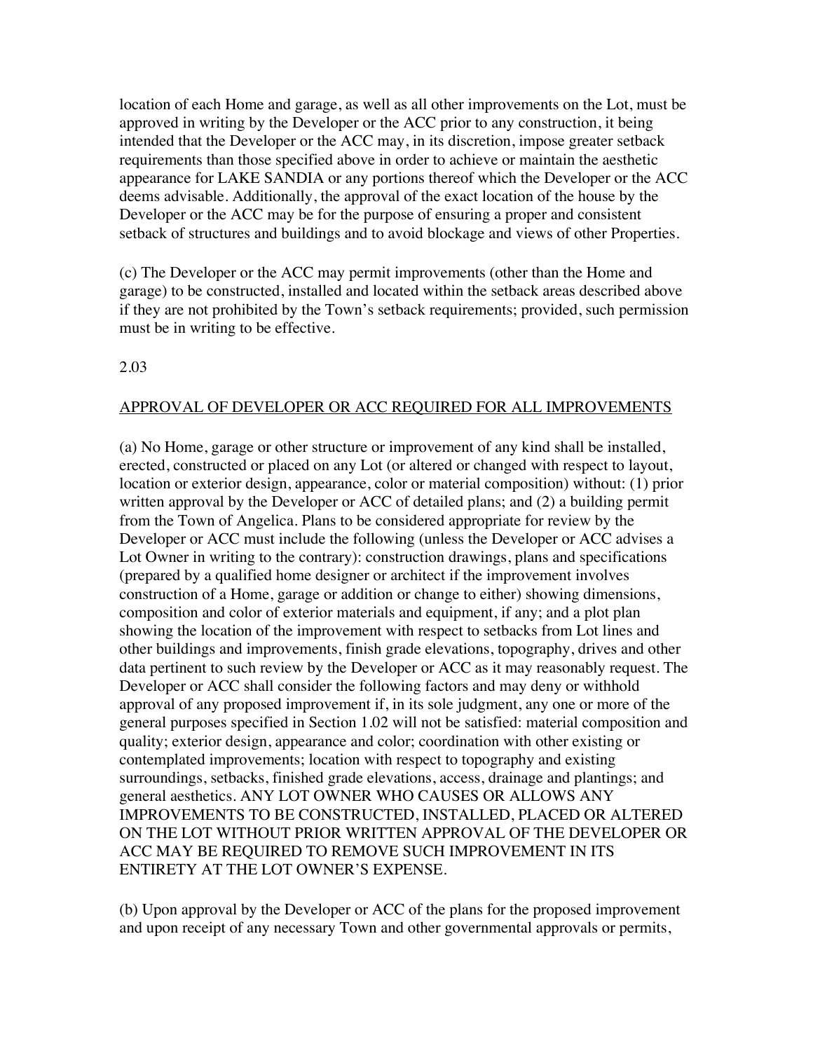location of each Home and garage, as well as all other improvements on the Lot, must be approved in writing by the Developer or the ACC prior to any construction, it being intended that the Developer or the ACC may, in its discretion, impose greater setback requirements than those specified above in order to achieve or maintain the aesthetic appearance for LAKE SANDIA or any portions thereof which the Developer or the ACC deems advisable. Additionally, the approval of the exact location of the house by the Developer or the ACC may be for the purpose of ensuring a proper and consistent setback of structures and buildings and to avoid blockage and views of other Properties.

(c) The Developer or the ACC may permit improvements (other than the Home and garage) to be constructed, installed and located within the setback areas described above if they are not prohibited by the Town's setback requirements; provided, such permission must be in writing to be effective.

2.03

<u>APPROVAL OF DEVELOPER OR ACC REQUIRED FOR ALL IMPROVEMENTS</u>

(a) No Home, garage or other structure or improvement of any kind shall be installed, erected, constructed or placed on any Lot (or altered or changed with respect to layout, location or exterior design, appearance, color or material composition) without: (1) prior written approval by the Developer or ACC of detailed plans; and (2) a building permit from the Town of Angelica. Plans to be considered appropriate for review by the Developer or ACC must include the following (unless the Developer or ACC advises a Lot Owner in writing to the contrary): construction drawings, plans and specifications (prepared by a qualified home designer or architect if the improvement involves construction of a Home, garage or addition or change to either) showing dimensions, composition and color of exterior materials and equipment, if any; and a plot plan showing the location of the improvement with respect to setbacks from Lot lines and other buildings and improvements, finish grade elevations, topography, drives and other data pertinent to such review by the Developer or ACC as it may reasonably request. The Developer or ACC shall consider the following factors and may deny or withhold approval of any proposed improvement if, in its sole judgment, any one or more of the general purposes specified in Section 1.02 will not be satisfied: material composition and quality; exterior design, appearance and color; coordination with other existing or contemplated improvements; location with respect to topography and existing surroundings, setbacks, finished grade elevations, access, drainage and plantings; and general aesthetics. ANY LOT OWNER WHO CAUSES OR ALLOWS ANY IMPROVEMENTS TO BE CONSTRUCTED, INSTALLED, PLACED OR ALTERED ON THE LOT WITHOUT PRIOR WRITTEN APPROVAL OF THE DEVELOPER OR ACC MAY BE REQUIRED TO REMOVE SUCH IMPROVEMENT IN ITS ENTIRETY AT THE LOT OWNER'S EXPENSE.

(b) Upon approval by the Developer or ACC of the plans for the proposed improvement and upon receipt of any necessary Town and other governmental approvals or permits,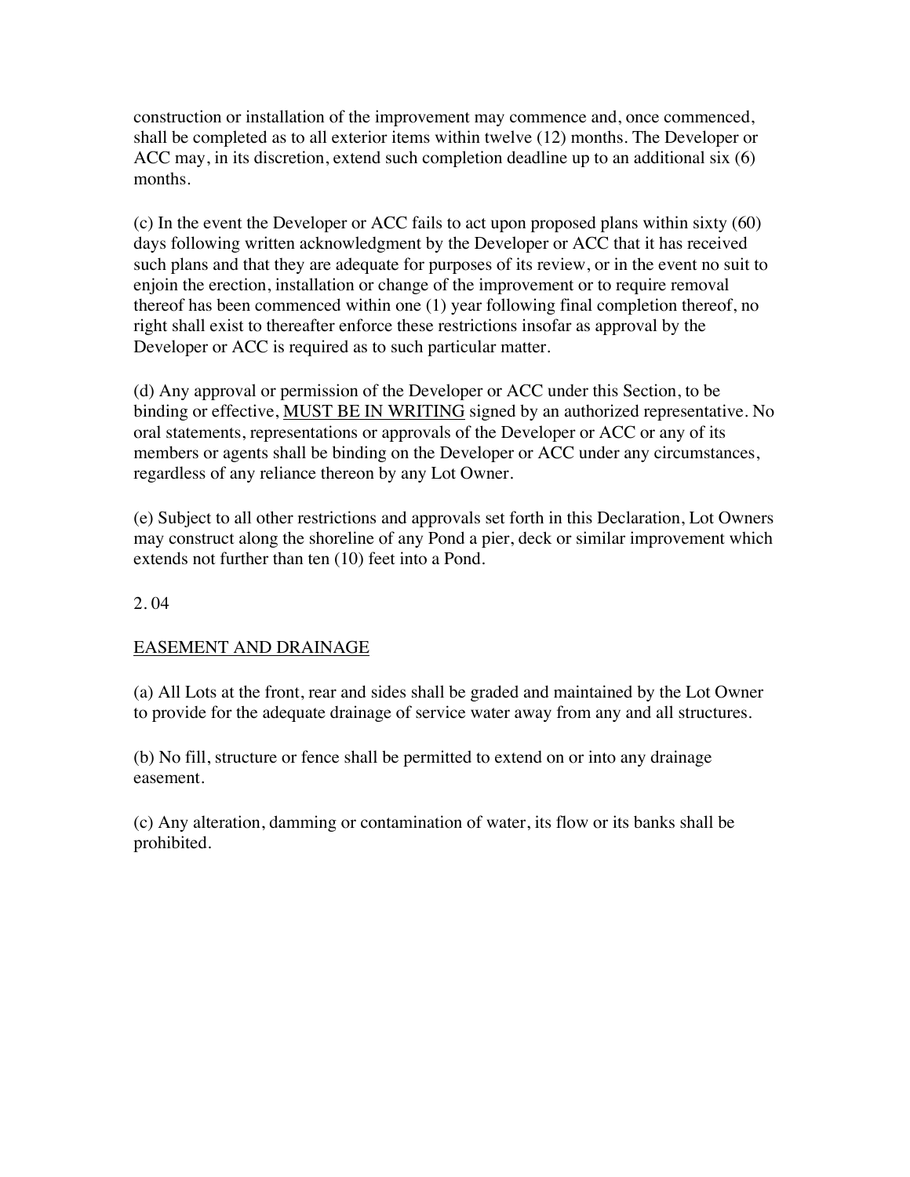construction or installation of the improvement may commence and, once commenced, shall be completed as to all exterior items within twelve (12) months. The Developer or ACC may, in its discretion, extend such completion deadline up to an additional six (6) months.

(c) In the event the Developer or ACC fails to act upon proposed plans within sixty (60) days following written acknowledgment by the Developer or ACC that it has received such plans and that they are adequate for purposes of its review, or in the event no suit to enjoin the erection, installation or change of the improvement or to require removal thereof has been commenced within one (1) year following final completion thereof, no right shall exist to thereafter enforce these restrictions insofar as approval by the Developer or ACC is required as to such particular matter.

(d) Any approval or permission of the Developer or ACC under this Section, to be binding or effective, <u>MUST BE IN WRITING</u> signed by an authorized representative. No oral statements, representations or approvals of the Developer or ACC or any of its members or agents shall be binding on the Developer or ACC under any circumstances, regardless of any reliance thereon by any Lot Owner.

(e) Subject to all other restrictions and approvals set forth in this Declaration, Lot Owners may construct along the shoreline of any Pond a pier, deck or similar improvement which extends not further than ten (10) feet into a Pond.

2.04

<u>EASEMENT AND DRAINAGE</u>

(a) All Lots at the front, rear and sides shall be graded and maintained by the Lot Owner to provide for the adequate drainage of service water away from any and all structures.

(b) No fill, structure or fence shall be permitted to extend on or into any drainage easement.

(c) Any alteration, damming or contamination of water, its flow or its banks shall be prohibited.